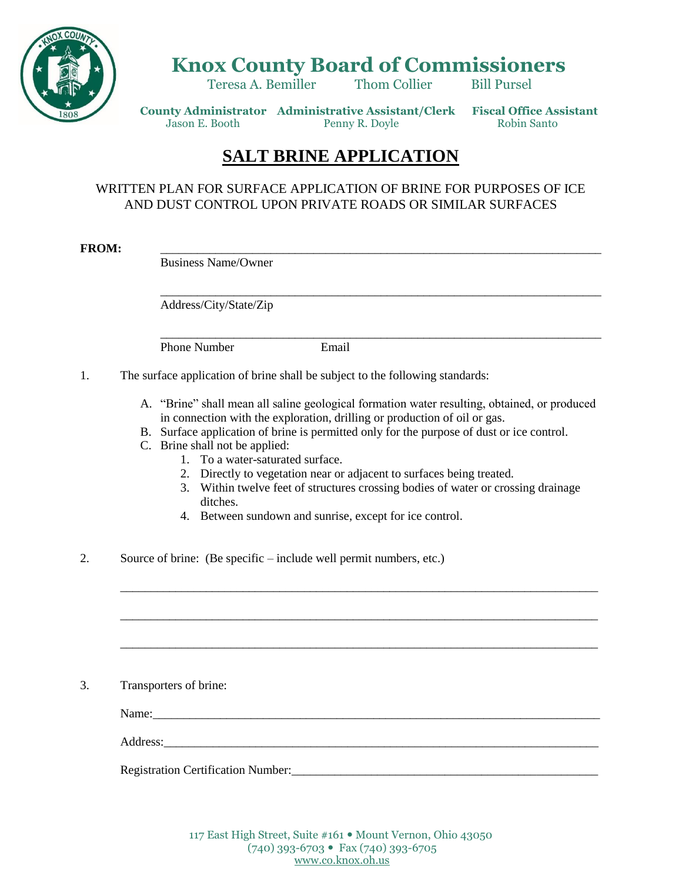# Knox County Board of Commissioners

Teresa A. Bemiller Thom Collier Bill Pursel

**County Administrator** Jason E. Booth **Administrative Assistant/Clerk** Penny R. Doyle **Fiscal Office Assistant** Robin Santo

## SALT BRINE APPLICATION

WRITTEN PLAN FOR SURFACE APPLICATION OF BRINE FOR PURPOSES OF ICE AND DUST CONTROL UPON PRIVATE ROADS OR SIMILAR SURFACES

**FROM:** ______________________________________________________________________

Business Name/Owner

______________________________________________________________________

Address/City/State/Zip

______________________________________________________________________

Phone Number Email

1. The surface application of brine shall be subject to the following standards:

   A. "Brine" shall mean all saline geological formation water resulting, obtained, or produced in connection with the exploration, drilling or production of oil or gas.
   B. Surface application of brine is permitted only for the purpose of dust or ice control.
   C. Brine shall not be applied:
      1. To a water-saturated surface.
      2. Directly to vegetation near or adjacent to surfaces being treated.
      3. Within twelve feet of structures crossing bodies of water or crossing drainage ditches.
      4. Between sundown and sunrise, except for ice control.

2. Source of brine: (Be specific – include well permit numbers, etc.)

______________________________________________________________________

______________________________________________________________________

______________________________________________________________________

3. Transporters of brine:

Name:______________________________________________________________________

Address:____________________________________________________________________

Registration Certification Number:_____________________________________________

117 East High Street, Suite #161 • Mount Vernon, Ohio 43050
(740) 393-6703 • Fax (740) 393-6705
www.co.knox.oh.us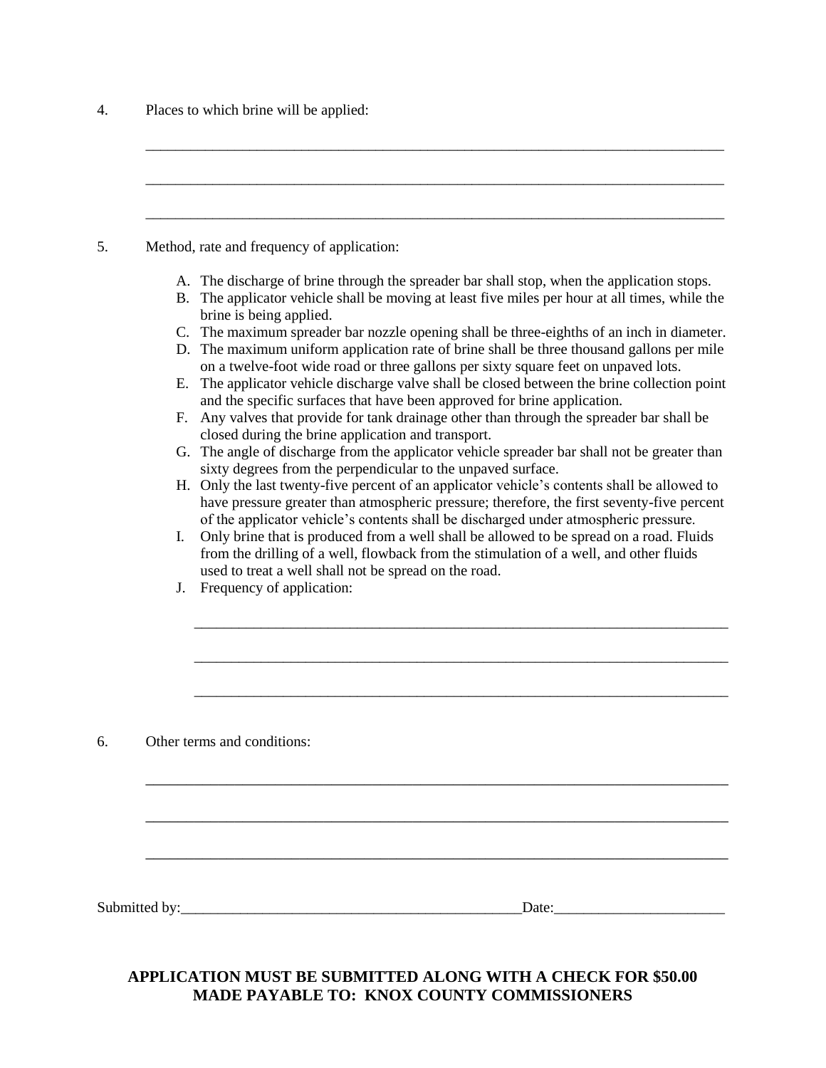4. Places to which brine will be applied:

_______________________________________________________________________________

_______________________________________________________________________________

_______________________________________________________________________________

5. Method, rate and frequency of application:

   A. The discharge of brine through the spreader bar shall stop, when the application stops.
   B. The applicator vehicle shall be moving at least five miles per hour at all times, while the brine is being applied.
   C. The maximum spreader bar nozzle opening shall be three-eighths of an inch in diameter.
   D. The maximum uniform application rate of brine shall be three thousand gallons per mile on a twelve-foot wide road or three gallons per sixty square feet on unpaved lots.
   E. The applicator vehicle discharge valve shall be closed between the brine collection point and the specific surfaces that have been approved for brine application.
   F. Any valves that provide for tank drainage other than through the spreader bar shall be closed during the brine application and transport.
   G. The angle of discharge from the applicator vehicle spreader bar shall not be greater than sixty degrees from the perpendicular to the unpaved surface.
   H. Only the last twenty-five percent of an applicator vehicle's contents shall be allowed to have pressure greater than atmospheric pressure; therefore, the first seventy-five percent of the applicator vehicle's contents shall be discharged under atmospheric pressure.
   I. Only brine that is produced from a well shall be allowed to be spread on a road. Fluids from the drilling of a well, flowback from the stimulation of a well, and other fluids used to treat a well shall not be spread on the road.
   J. Frequency of application:

   ___________________________________________________________________________

   ___________________________________________________________________________

   ___________________________________________________________________________

6. Other terms and conditions:

_______________________________________________________________________________

_______________________________________________________________________________

_______________________________________________________________________________

Submitted by:________________________________________________Date:________________________

**APPLICATION MUST BE SUBMITTED ALONG WITH A CHECK FOR $50.00**
**MADE PAYABLE TO: KNOX COUNTY COMMISSIONERS**